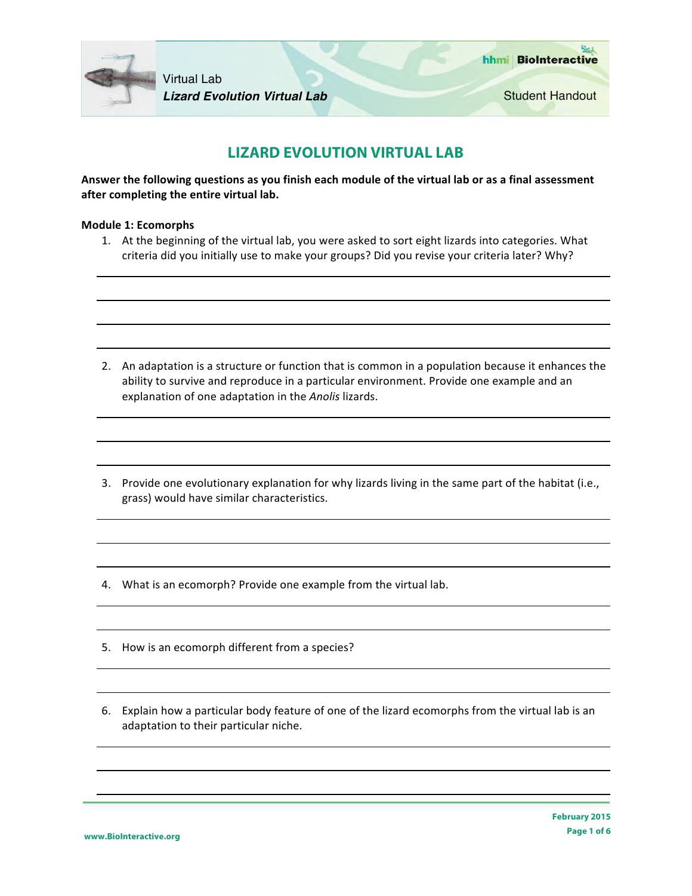# LIZARD EVOLUTION VIRTUAL LAB

**Answer the following questions as you finish each module of the virtual lab or as a final assessment after completing the entire virtual lab.**

**Module 1: Ecomorphs**

1. At the beginning of the virtual lab, you were asked to sort eight lizards into categories. What criteria did you initially use to make your groups? Did you revise your criteria later? Why?

2. An adaptation is a structure or function that is common in a population because it enhances the ability to survive and reproduce in a particular environment. Provide one example and an explanation of one adaptation in the *Anolis* lizards.

3. Provide one evolutionary explanation for why lizards living in the same part of the habitat (i.e., grass) would have similar characteristics.

4. What is an ecomorph? Provide one example from the virtual lab.

5. How is an ecomorph different from a species?

6. Explain how a particular body feature of one of the lizard ecomorphs from the virtual lab is an adaptation to their particular niche.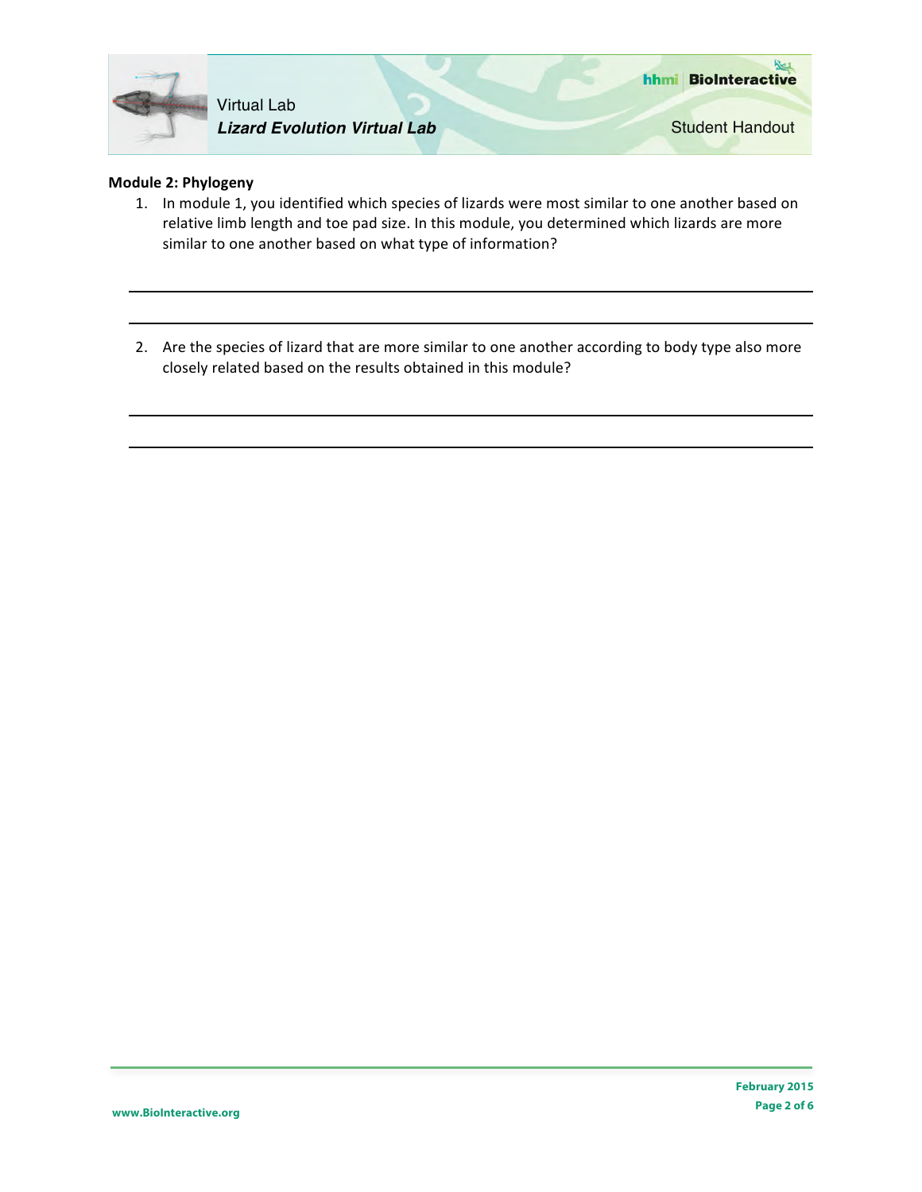**Module 2: Phylogeny**

1. In module 1, you identified which species of lizards were most similar to one another based on relative limb length and toe pad size. In this module, you determined which lizards are more similar to one another based on what type of information?

______________________________________________________________________________

______________________________________________________________________________

2. Are the species of lizard that are more similar to one another according to body type also more closely related based on the results obtained in this module?

______________________________________________________________________________

______________________________________________________________________________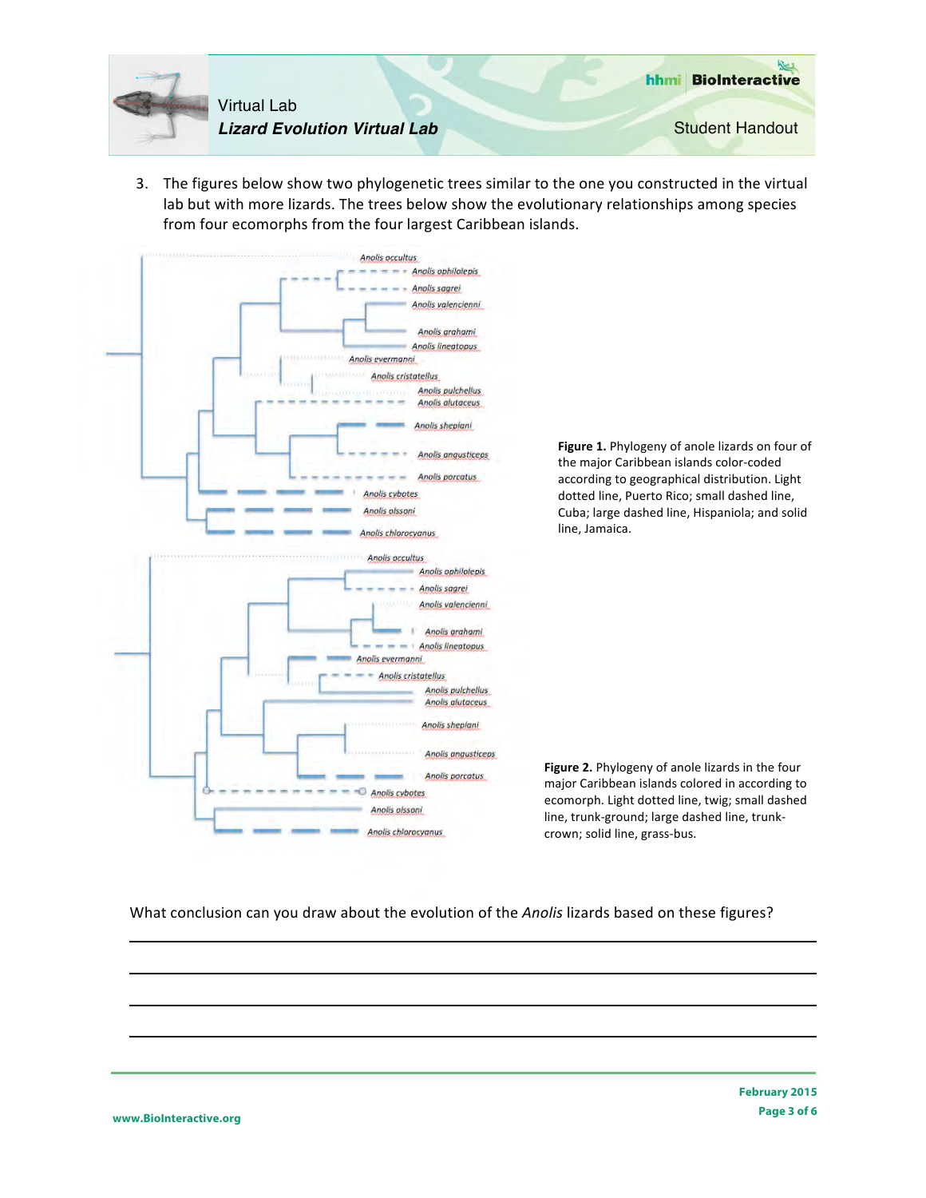3. The figures below show two phylogenetic trees similar to the one you constructed in the virtual lab but with more lizards. The trees below show the evolutionary relationships among species from four ecomorphs from the four largest Caribbean islands.

*Anolis occultus*
*Anolis ophiolepis*
*Anolis sagrei*
*Anolis valencienni*
*Anolis grahami*
*Anolis lineatopus*
*Anolis evermanni*
*Anolis cristatellus*
*Anolis pulchellus*
*Anolis alutaceus*
*Anolis sheplani*
*Anolis angusticeps*
*Anolis porcatus*
*Anolis cybotes*
*Anolis olssoni*
*Anolis chlorocyanus*

**Figure 1.** Phylogeny of anole lizards on four of the major Caribbean islands color-coded according to geographical distribution. Light dotted line, Puerto Rico; small dashed line, Cuba; large dashed line, Hispaniola; and solid line, Jamaica.

*Anolis occultus*
*Anolis ophiolepis*
*Anolis sagrei*
*Anolis valencienni*
*Anolis grahami*
*Anolis lineatopus*
*Anolis evermanni*
*Anolis cristatellus*
*Anolis pulchellus*
*Anolis alutaceus*
*Anolis sheplani*
*Anolis angusticeps*
*Anolis porcatus*
*Anolis cybotes*
*Anolis olssoni*
*Anolis chlorocyanus*

**Figure 2.** Phylogeny of anole lizards in the four major Caribbean islands colored in according to ecomorph. Light dotted line, twig; small dashed line, trunk-ground; large dashed line, trunk-crown; solid line, grass-bus.

What conclusion can you draw about the evolution of the *Anolis* lizards based on these figures?

______________________________________________________________________

______________________________________________________________________

______________________________________________________________________

______________________________________________________________________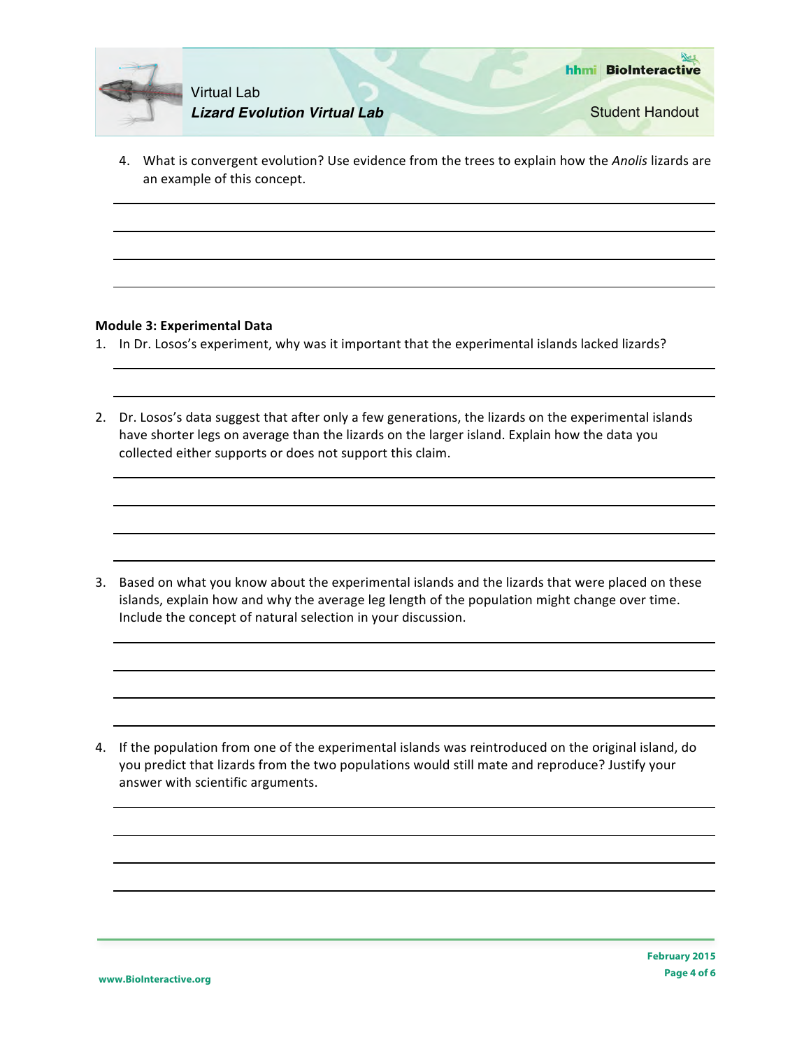4. What is convergent evolution? Use evidence from the trees to explain how the *Anolis* lizards are an example of this concept.

**Module 3: Experimental Data**

1. In Dr. Losos's experiment, why was it important that the experimental islands lacked lizards?

2. Dr. Losos's data suggest that after only a few generations, the lizards on the experimental islands have shorter legs on average than the lizards on the larger island. Explain how the data you collected either supports or does not support this claim.

3. Based on what you know about the experimental islands and the lizards that were placed on these islands, explain how and why the average leg length of the population might change over time. Include the concept of natural selection in your discussion.

4. If the population from one of the experimental islands was reintroduced on the original island, do you predict that lizards from the two populations would still mate and reproduce? Justify your answer with scientific arguments.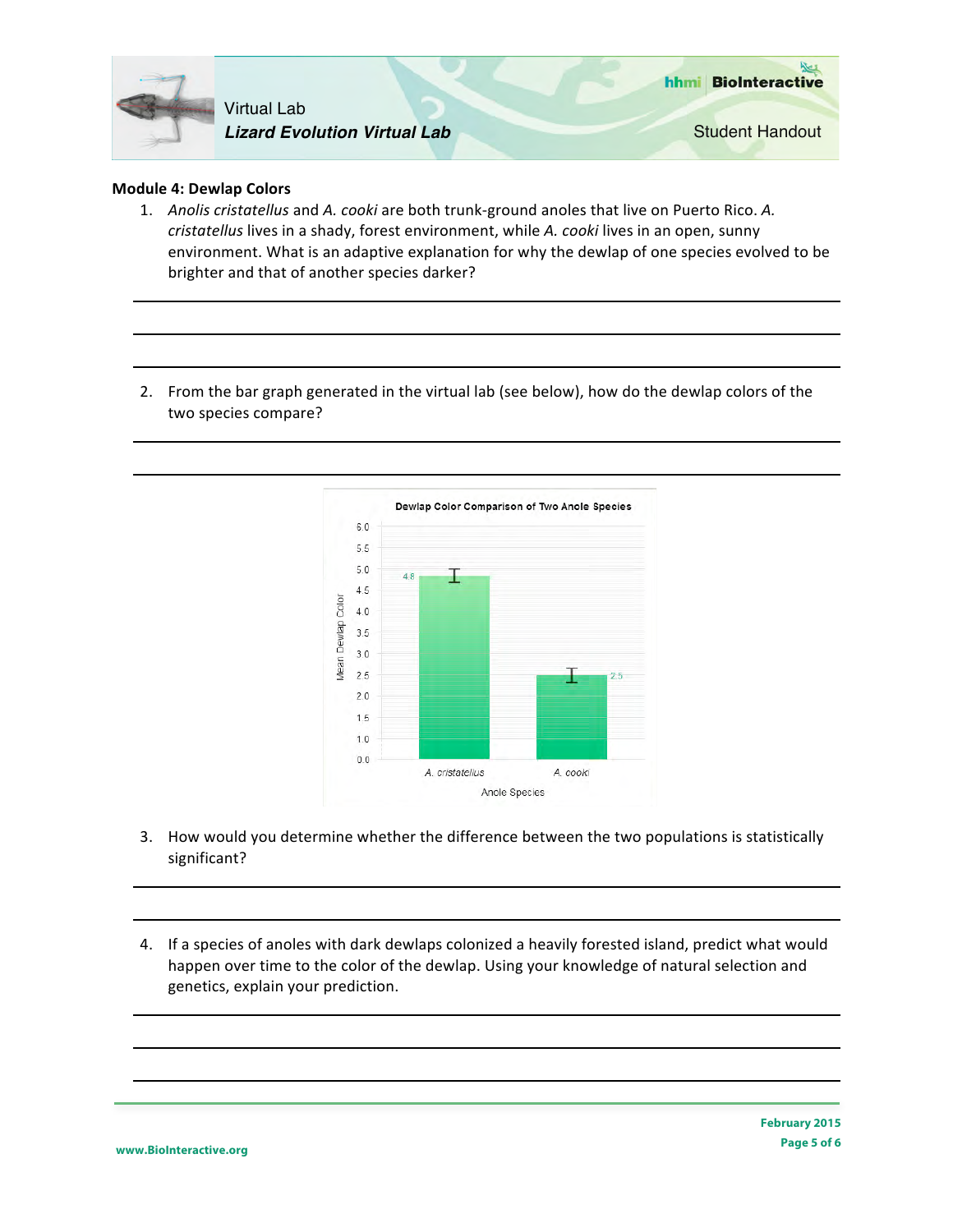**Module 4: Dewlap Colors**

1. *Anolis cristatellus* and *A. cooki* are both trunk-ground anoles that live on Puerto Rico. *A. cristatellus* lives in a shady, forest environment, while *A. cooki* lives in an open, sunny environment. What is an adaptive explanation for why the dewlap of one species evolved to be brighter and that of another species darker?

2. From the bar graph generated in the virtual lab (see below), how do the dewlap colors of the two species compare?

3. How would you determine whether the difference between the two populations is statistically significant?

4. If a species of anoles with dark dewlaps colonized a heavily forested island, predict what would happen over time to the color of the dewlap. Using your knowledge of natural selection and genetics, explain your prediction.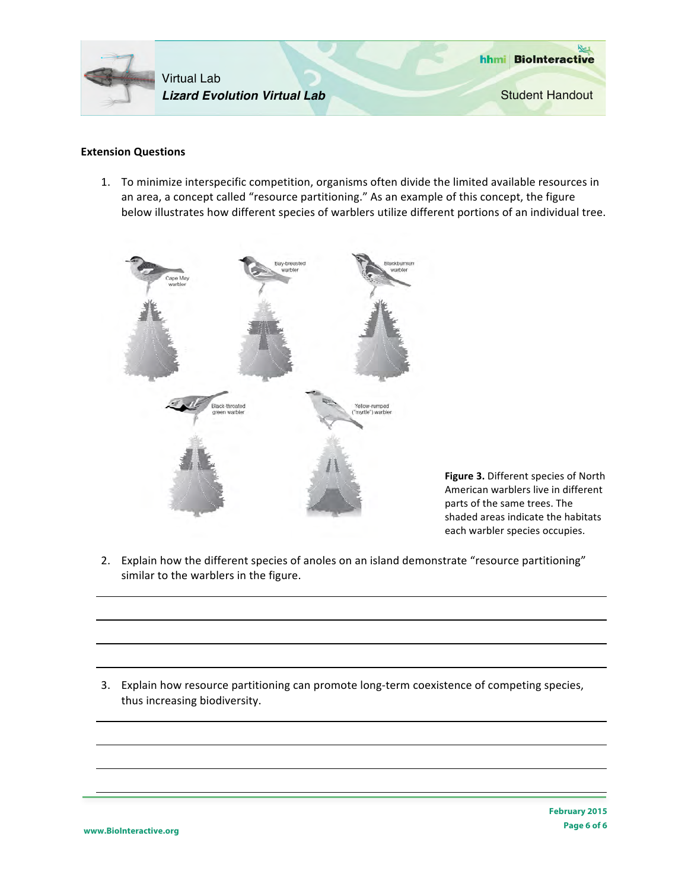**Extension Questions**

1. To minimize interspecific competition, organisms often divide the limited available resources in an area, a concept called "resource partitioning." As an example of this concept, the figure below illustrates how different species of warblers utilize different portions of an individual tree.

Cape May warbler

Bay-breasted warbler

Blackburnian warbler

Black-throated green warbler

Yellow-rumped ("myrtle") warbler

**Figure 3.** Different species of North American warblers live in different parts of the same trees. The shaded areas indicate the habitats each warbler species occupies.

2. Explain how the different species of anoles on an island demonstrate "resource partitioning" similar to the warblers in the figure.

3. Explain how resource partitioning can promote long-term coexistence of competing species, thus increasing biodiversity.